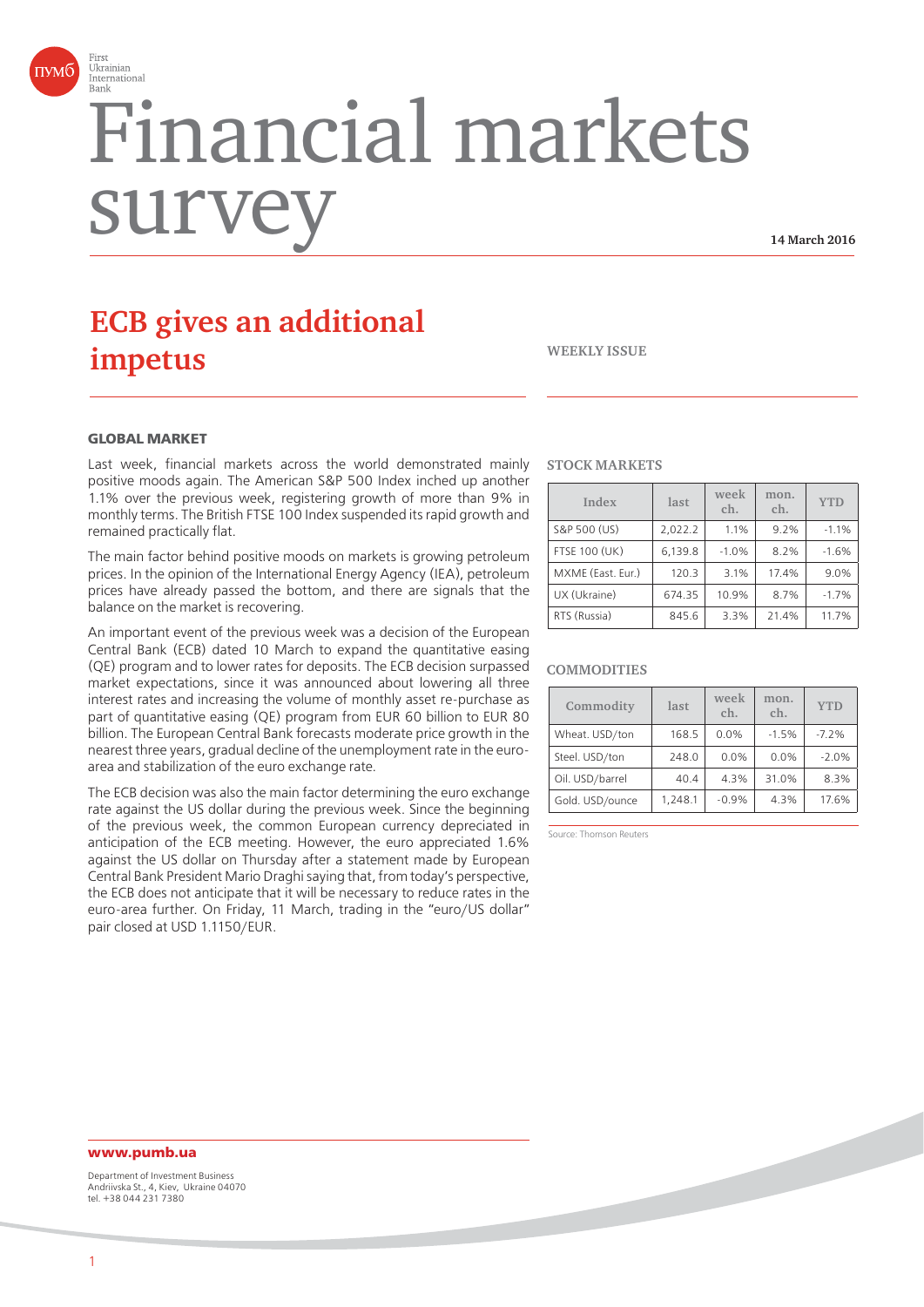First Ukrainian International Bank

# Financial markets survey

**14 March 2016**

## ECB gives an additional impetus

**WEEKLY ISSUE**

### GLOBAL MARKET

Last week, financial markets across the world demonstrated mainly positive moods again. The American S&P 500 Index inched up another 1.1% over the previous week, registering growth of more than 9% in monthly terms. The British FTSE 100 Index suspended its rapid growth and remained practically flat.

The main factor behind positive moods on markets is growing petroleum prices. In the opinion of the International Energy Agency (IEA), petroleum prices have already passed the bottom, and there are signals that the balance on the market is recovering.

An important event of the previous week was a decision of the European Central Bank (ECB) dated 10 March to expand the quantitative easing (QE) program and to lower rates for deposits. The ECB decision surpassed market expectations, since it was announced about lowering all three interest rates and increasing the volume of monthly asset re-purchase as part of quantitative easing (QE) program from EUR 60 billion to EUR 80 billion. The European Central Bank forecasts moderate price growth in the nearest three years, gradual decline of the unemployment rate in the euro-area and stabilization of the euro exchange rate.

The ECB decision was also the main factor determining the euro exchange rate against the US dollar during the previous week. Since the beginning of the previous week, the common European currency depreciated in anticipation of the ECB meeting. However, the euro appreciated 1.6% against the US dollar on Thursday after a statement made by European Central Bank President Mario Draghi saying that, from today's perspective, the ECB does not anticipate that it will be necessary to reduce rates in the euro-area further. On Friday, 11 March, trading in the "euro/US dollar" pair closed at USD 1.1150/EUR.

### STOCK MARKETS

| Index | last | week ch. | mon. ch. | YTD |
|---|---|---|---|---|
| S&P 500 (US) | 2,022.2 | 1.1% | 9.2% | -1.1% |
| FTSE 100 (UK) | 6,139.8 | -1.0% | 8.2% | -1.6% |
| MXME (East. Eur.) | 120.3 | 3.1% | 17.4% | 9.0% |
| UX (Ukraine) | 674.35 | 10.9% | 8.7% | -1.7% |
| RTS (Russia) | 845.6 | 3.3% | 21.4% | 11.7% |

### COMMODITIES

| Commodity | last | week ch. | mon. ch. | YTD |
|---|---|---|---|---|
| Wheat. USD/ton | 168.5 | 0.0% | -1.5% | -7.2% |
| Steel. USD/ton | 248.0 | 0.0% | 0.0% | -2.0% |
| Oil. USD/barrel | 40.4 | 4.3% | 31.0% | 8.3% |
| Gold. USD/ounce | 1,248.1 | -0.9% | 4.3% | 17.6% |

Source: Thomson Reuters

**www.pumb.ua**

Department of Investment Business
Andriivska St., 4, Kiev, Ukraine 04070
tel. +38 044 231 7380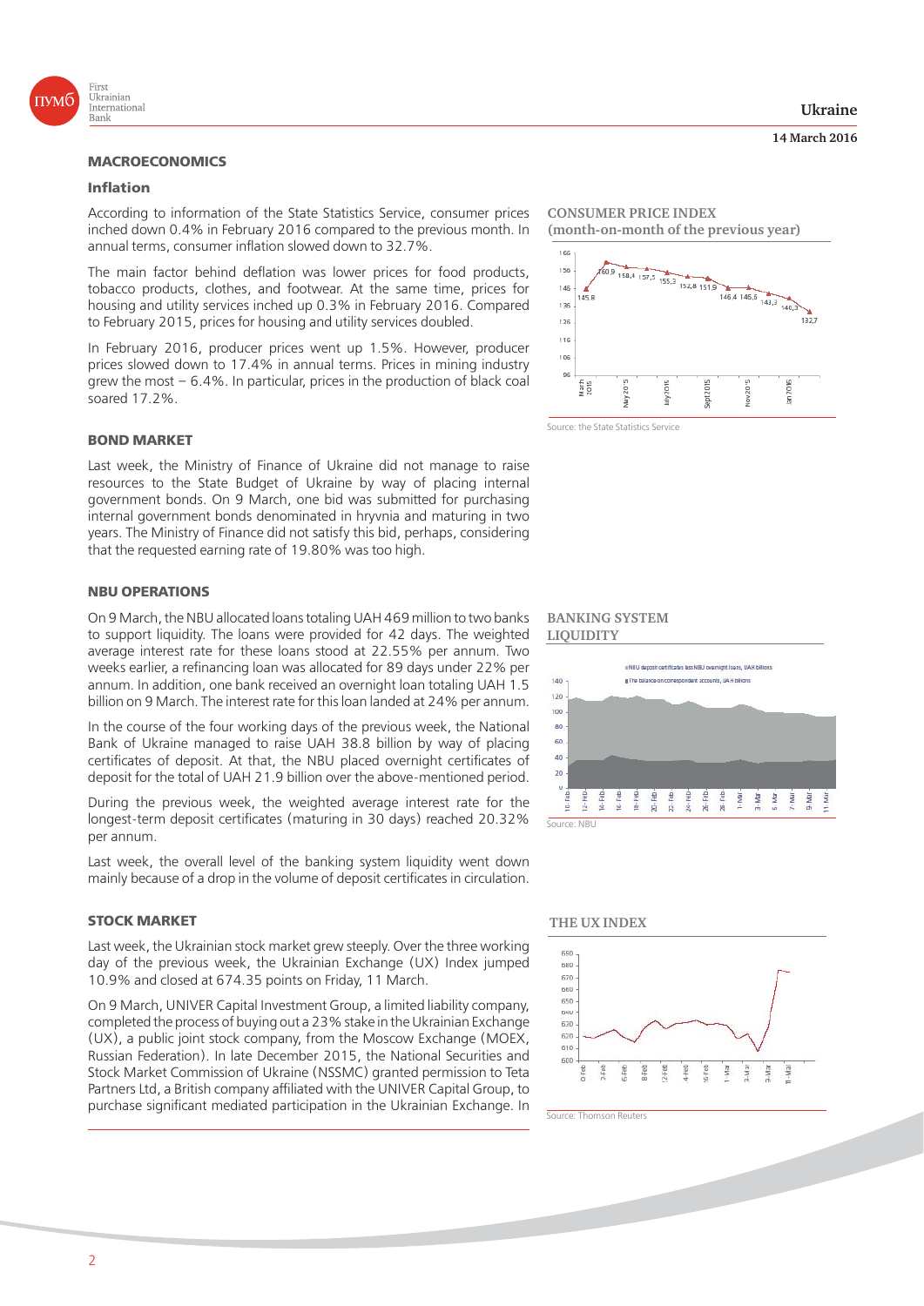## MACROECONOMICS

### Inflation

According to information of the State Statistics Service, consumer prices inched down 0.4% in February 2016 compared to the previous month. In annual terms, consumer inflation slowed down to 32.7%.

The main factor behind deflation was lower prices for food products, tobacco products, clothes, and footwear. At the same time, prices for housing and utility services inched up 0.3% in February 2016. Compared to February 2015, prices for housing and utility services doubled.

In February 2016, producer prices went up 1.5%. However, producer prices slowed down to 17.4% in annual terms. Prices in mining industry grew the most – 6.4%. In particular, prices in the production of black coal soared 17.2%.

**CONSUMER PRICE INDEX (month-on-month of the previous year)**

Source: the State Statistics Service

## BOND MARKET

Last week, the Ministry of Finance of Ukraine did not manage to raise resources to the State Budget of Ukraine by way of placing internal government bonds. On 9 March, one bid was submitted for purchasing internal government bonds denominated in hryvnia and maturing in two years. The Ministry of Finance did not satisfy this bid, perhaps, considering that the requested earning rate of 19.80% was too high.

## NBU OPERATIONS

On 9 March, the NBU allocated loans totaling UAH 469 million to two banks to support liquidity. The loans were provided for 42 days. The weighted average interest rate for these loans stood at 22.55% per annum. Two weeks earlier, a refinancing loan was allocated for 89 days under 22% per annum. In addition, one bank received an overnight loan totaling UAH 1.5 billion on 9 March. The interest rate for this loan landed at 24% per annum.

In the course of the four working days of the previous week, the National Bank of Ukraine managed to raise UAH 38.8 billion by way of placing certificates of deposit. The NBU placed overnight certificates of deposit for the total of UAH 21.9 billion over the above-mentioned period.

During the previous week, the weighted average interest rate for the longest-term deposit certificates (maturing in 30 days) reached 20.32% per annum.

Last week, the overall level of the banking system liquidity went down mainly because of a drop in the volume of deposit certificates in circulation.

**BANKING SYSTEM LIQUIDITY**

Source: NBU

## STOCK MARKET

Last week, the Ukrainian stock market grew steeply. Over the three working day of the previous week, the Ukrainian Exchange (UX) Index jumped 10.9% and closed at 674.35 points on Friday, 11 March.

On 9 March, UNIVER Capital Investment Group, a limited liability company, completed the process of buying out a 23% stake in the Ukrainian Exchange (UX), a public joint stock company, from the Moscow Exchange (MOEX, Russian Federation). In late December 2015, the National Securities and Stock Market Commission of Ukraine (NSSMC) granted permission to Teta Partners Ltd, a British company affiliated with the UNIVER Capital Group, to purchase significant mediated participation in the Ukrainian Exchange. In

**THE UX INDEX**

Source: Thomson Reuters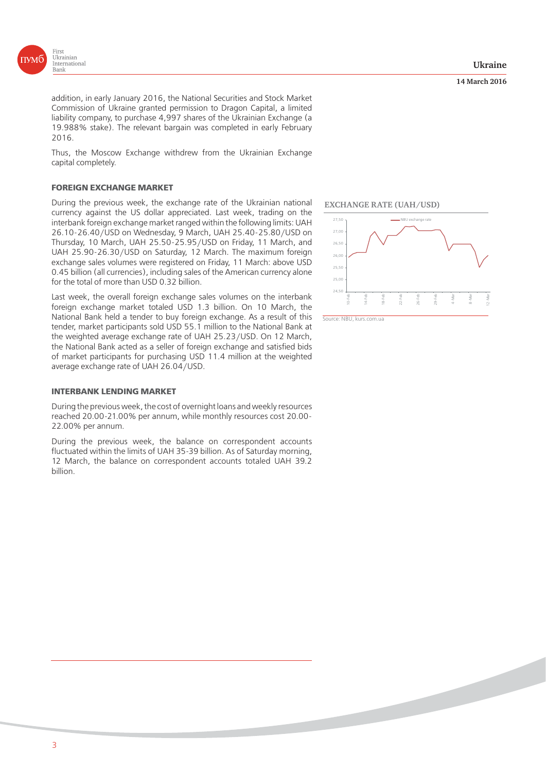addition, in early January 2016, the National Securities and Stock Market Commission of Ukraine granted permission to Dragon Capital, a limited liability company, to purchase 4,997 shares of the Ukrainian Exchange (a 19.988% stake). The relevant bargain was completed in early February 2016.

Thus, the Moscow Exchange withdrew from the Ukrainian Exchange capital completely.

### FOREIGN EXCHANGE MARKET

During the previous week, the exchange rate of the Ukrainian national currency against the US dollar appreciated. Last week, trading on the interbank foreign exchange market ranged within the following limits: UAH 26.10-26.40/USD on Wednesday, 9 March, UAH 25.40-25.80/USD on Thursday, 10 March, UAH 25.50-25.95/USD on Friday, 11 March, and UAH 25.90-26.30/USD on Saturday, 12 March. The maximum foreign exchange sales volumes were registered on Friday, 11 March: above USD 0.45 billion (all currencies), including sales of the American currency alone for the total of more than USD 0.32 billion.

Last week, the overall foreign exchange sales volumes on the interbank foreign exchange market totaled USD 1.3 billion. On 10 March, the National Bank held a tender to buy foreign exchange. As a result of this tender, market participants sold USD 55.1 million to the National Bank at the weighted average exchange rate of UAH 25.23/USD. On 12 March, the National Bank acted as a seller of foreign exchange and satisfied bids of market participants for purchasing USD 11.4 million at the weighted average exchange rate of UAH 26.04/USD.

**EXCHANGE RATE (UAH/USD)**

Source: NBU, kurs.com.ua

### INTERBANK LENDING MARKET

During the previous week, the cost of overnight loans and weekly resources reached 20.00-21.00% per annum, while monthly resources cost 20.00-22.00% per annum.

During the previous week, the balance on correspondent accounts fluctuated within the limits of UAH 35-39 billion. As of Saturday morning, 12 March, the balance on correspondent accounts totaled UAH 39.2 billion.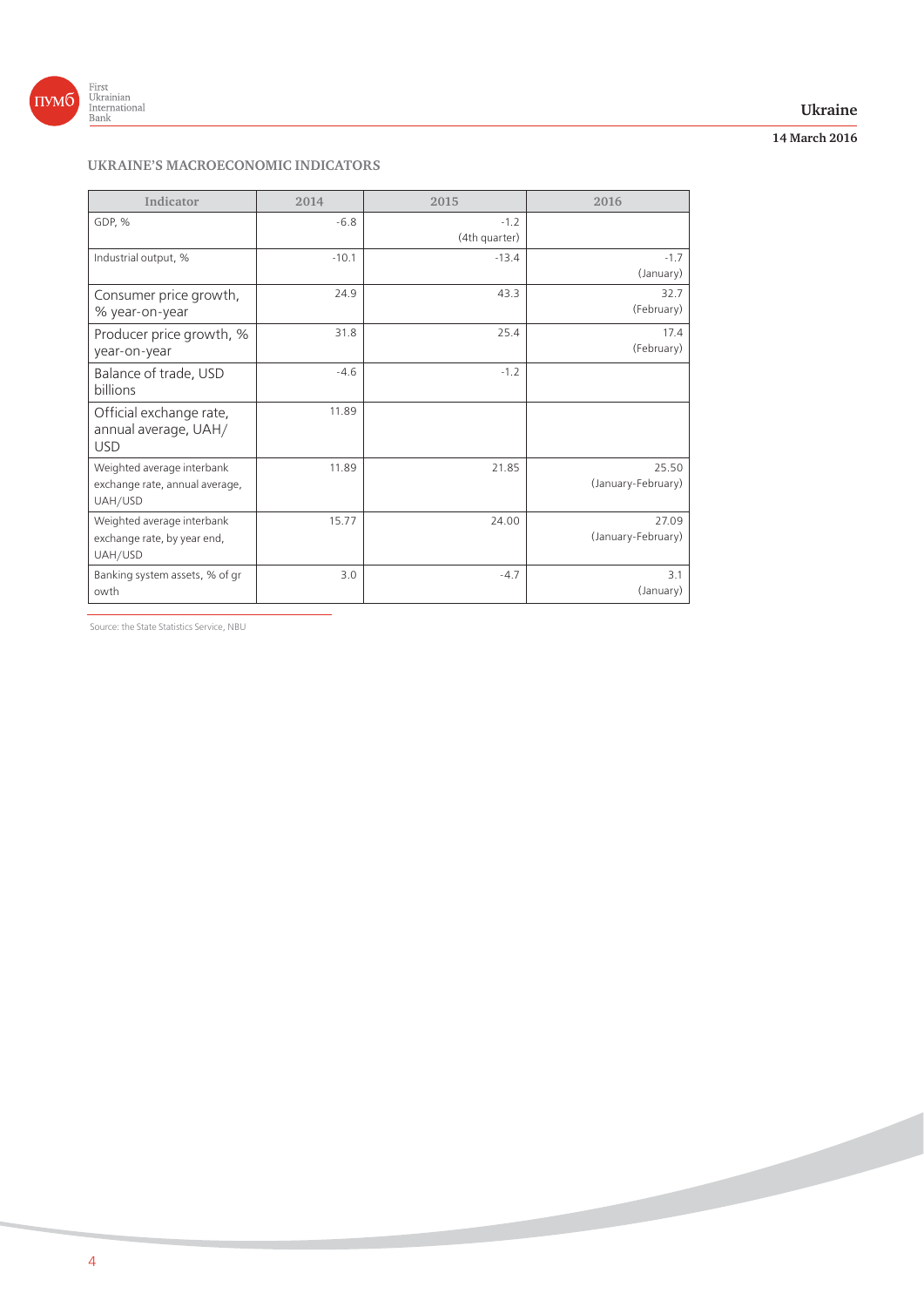## UKRAINE'S MACROECONOMIC INDICATORS

| Indicator | 2014 | 2015 | 2016 |
|---|---|---|---|
| GDP, % | -6.8 | -1.2 (4th quarter) | |
| Industrial output, % | -10.1 | -13.4 | -1.7 (January) |
| Consumer price growth, % year-on-year | 24.9 | 43.3 | 32.7 (February) |
| Producer price growth, % year-on-year | 31.8 | 25.4 | 17.4 (February) |
| Balance of trade, USD billions | -4.6 | -1.2 | |
| Official exchange rate, annual average, UAH/USD | 11.89 | | |
| Weighted average interbank exchange rate, annual average, UAH/USD | 11.89 | 21.85 | 25.50 (January-February) |
| Weighted average interbank exchange rate, by year end, UAH/USD | 15.77 | 24.00 | 27.09 (January-February) |
| Banking system assets, % of gr owth | 3.0 | -4.7 | 3.1 (January) |

Source: the State Statistics Service, NBU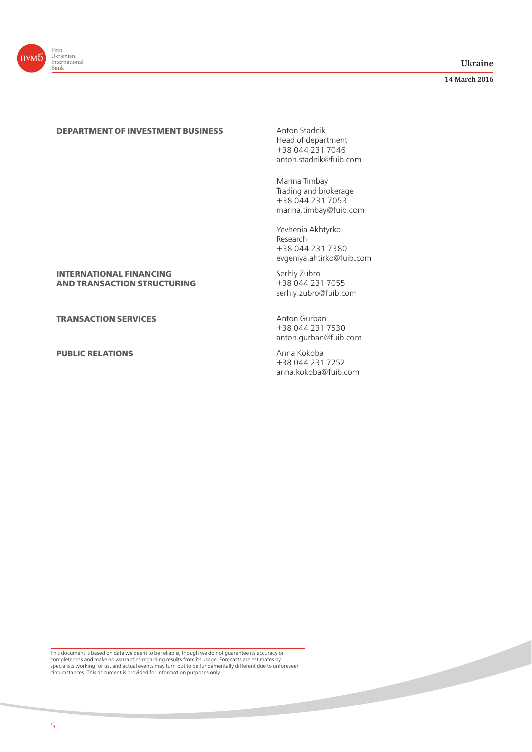**DEPARTMENT OF INVESTMENT BUSINESS**

Anton Stadnik
Head of department
+38 044 231 7046
anton.stadnik@fuib.com

Marina Timbay
Trading and brokerage
+38 044 231 7053
marina.timbay@fuib.com

Yevhenia Akhtyrko
Research
+38 044 231 7380
evgeniya.ahtirko@fuib.com

**INTERNATIONAL FINANCING AND TRANSACTION STRUCTURING**

Serhiy Zubro
+38 044 231 7055
serhiy.zubro@fuib.com

**TRANSACTION SERVICES**

Anton Gurban
+38 044 231 7530
anton.gurban@fuib.com

**PUBLIC RELATIONS**

Anna Kokoba
+38 044 231 7252
anna.kokoba@fuib.com

This document is based on data we deem to be reliable, though we do not guarantee its accuracy or completeness and make no warranties regarding results from its usage. Forecasts are estimates by specialists working for us, and actual events may turn out to be fundamentally different due to unforeseen circumstances. This document is provided for information purposes only.